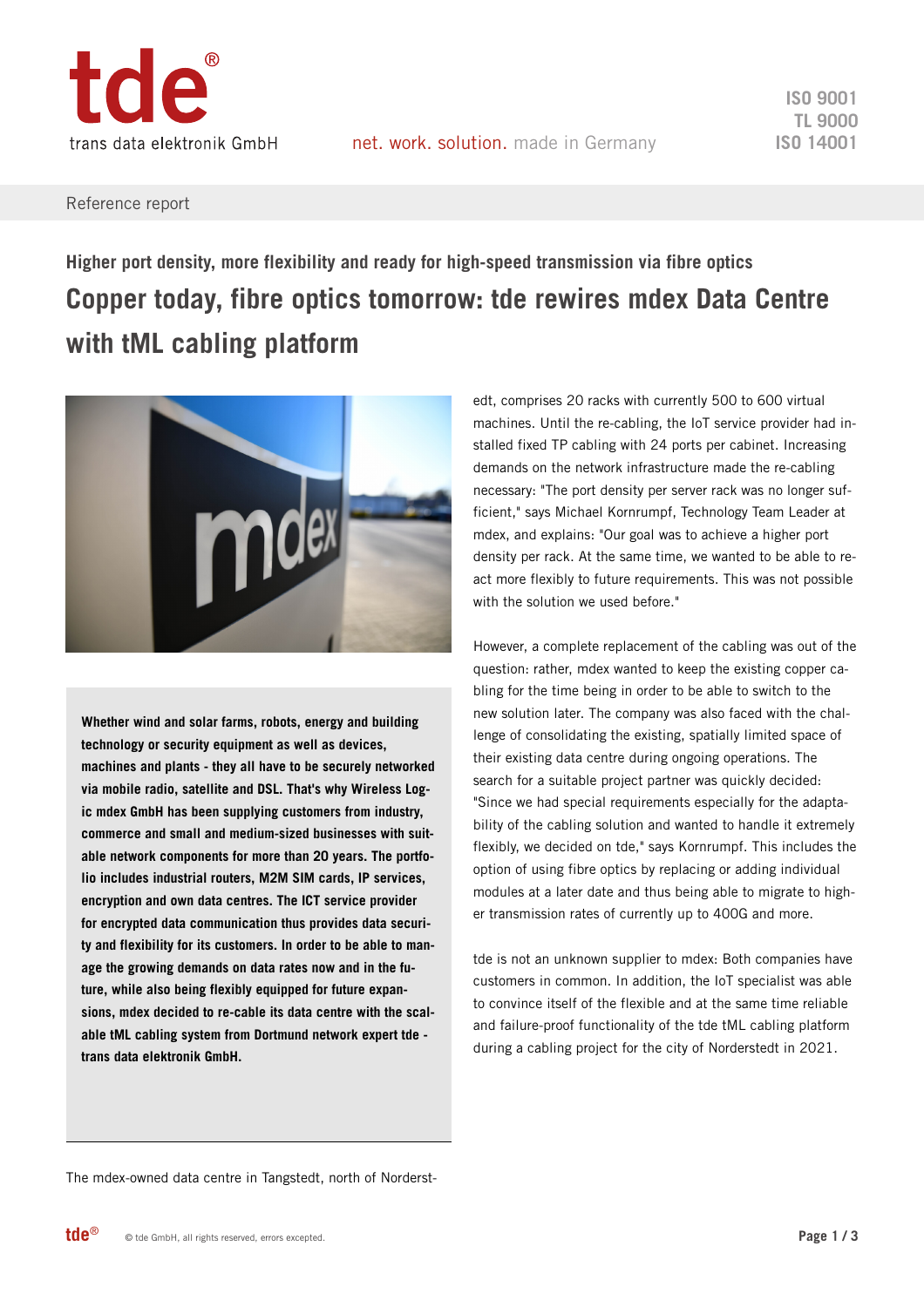Reference report

### Higher port density, more flexibility and ready for high-speed transmission via fibre optics

# Copper today, fibre optics tomorrow: tde rewires mdex Data Centre with tML cabling platform

**Whether wind and solar farms, robots, energy and building technology or security equipment as well as devices, machines and plants - they all have to be securely networked via mobile radio, satellite and DSL. That's why Wireless Logic mdex GmbH has been supplying customers from industry, commerce and small and medium-sized businesses with suitable network components for more than 20 years. The portfolio includes industrial routers, M2M SIM cards, IP services, encryption and own data centres. The ICT service provider for encrypted data communication thus provides data security and flexibility for its customers. In order to be able to manage the growing demands on data rates now and in the future, while also being flexibly equipped for future expansions, mdex decided to re-cable its data centre with the scalable tML cabling system from Dortmund network expert tde - trans data elektronik GmbH.**

The mdex-owned data centre in Tangstedt, north of Norderstedt, comprises 20 racks with currently 500 to 600 virtual machines. Until the re-cabling, the IoT service provider had installed fixed TP cabling with 24 ports per cabinet. Increasing demands on the network infrastructure made the re-cabling necessary: "The port density per server rack was no longer sufficient," says Michael Kornrumpf, Technology Team Leader at mdex, and explains: "Our goal was to achieve a higher port density per rack. At the same time, we wanted to be able to react more flexibly to future requirements. This was not possible with the solution we used before."

However, a complete replacement of the cabling was out of the question: rather, mdex wanted to keep the existing copper cabling for the time being in order to be able to switch to the new solution later. The company was also faced with the challenge of consolidating the existing, spatially limited space of their existing data centre during ongoing operations. The search for a suitable project partner was quickly decided: "Since we had special requirements especially for the adaptability of the cabling solution and wanted to handle it extremely flexibly, we decided on tde," says Kornrumpf. This includes the option of using fibre optics by replacing or adding individual modules at a later date and thus being able to migrate to higher transmission rates of currently up to 400G and more.

tde is not an unknown supplier to mdex: Both companies have customers in common. In addition, the IoT specialist was able to convince itself of the flexible and at the same time reliable and failure-proof functionality of the tde tML cabling platform during a cabling project for the city of Norderstedt in 2021.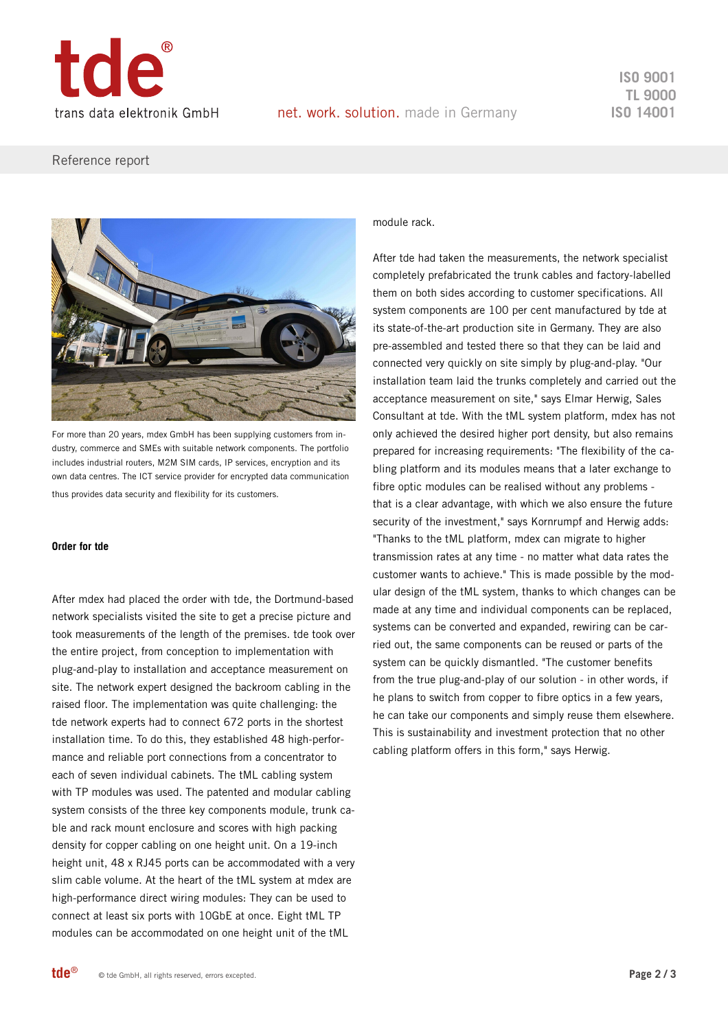For more than 20 years, mdex GmbH has been supplying customers from industry, commerce and SMEs with suitable network components. The portfolio includes industrial routers, M2M SIM cards, IP services, encryption and its own data centres. The ICT service provider for encrypted data communication thus provides data security and flexibility for its customers.

### Order for tde

After mdex had placed the order with tde, the Dortmund-based network specialists visited the site to get a precise picture and took measurements of the length of the premises. tde took over the entire project, from conception to implementation with plug-and-play to installation and acceptance measurement on site. The network expert designed the backroom cabling in the raised floor. The implementation was quite challenging: the tde network experts had to connect 672 ports in the shortest installation time. To do this, they established 48 high-performance and reliable port connections from a concentrator to each of seven individual cabinets. The tML cabling system with TP modules was used. The patented and modular cabling system consists of the three key components module, trunk cable and rack mount enclosure and scores with high packing density for copper cabling on one height unit. On a 19-inch height unit, 48 x RJ45 ports can be accommodated with a very slim cable volume. At the heart of the tML system at mdex are high-performance direct wiring modules: They can be used to connect at least six ports with 10GbE at once. Eight tML TP modules can be accommodated on one height unit of the tML module rack.

After tde had taken the measurements, the network specialist completely prefabricated the trunk cables and factory-labelled them on both sides according to customer specifications. All system components are 100 per cent manufactured by tde at its state-of-the-art production site in Germany. They are also pre-assembled and tested there so that they can be laid and connected very quickly on site simply by plug-and-play. "Our installation team laid the trunks completely and carried out the acceptance measurement on site," says Elmar Herwig, Sales Consultant at tde. With the tML system platform, mdex has not only achieved the desired higher port density, but also remains prepared for increasing requirements: "The flexibility of the cabling platform and its modules means that a later exchange to fibre optic modules can be realised without any problems - that is a clear advantage, with which we also ensure the future security of the investment," says Kornrumpf and Herwig adds: "Thanks to the tML platform, mdex can migrate to higher transmission rates at any time - no matter what data rates the customer wants to achieve." This is made possible by the modular design of the tML system, thanks to which changes can be made at any time and individual components can be replaced, systems can be converted and expanded, rewiring can be carried out, the same components can be reused or parts of the system can be quickly dismantled. "The customer benefits from the true plug-and-play of our solution - in other words, if he plans to switch from copper to fibre optics in a few years, he can take our components and simply reuse them elsewhere. This is sustainability and investment protection that no other cabling platform offers in this form," says Herwig.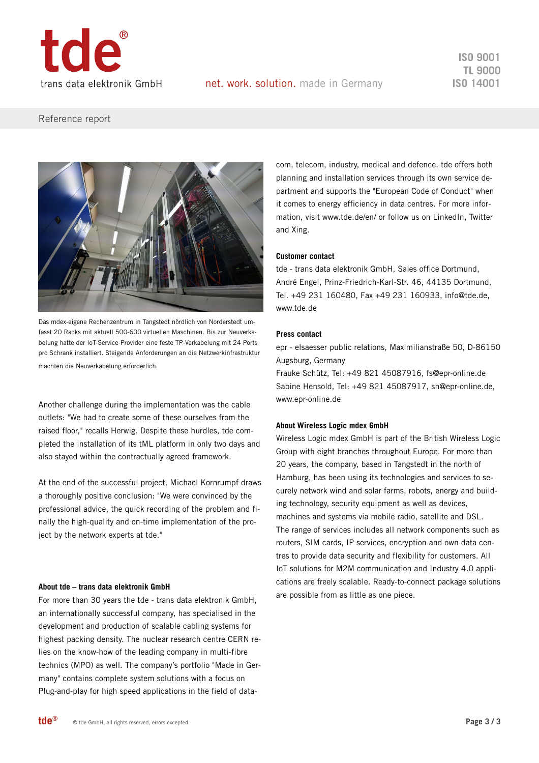Das mdex-eigene Rechenzentrum in Tangstedt nördlich von Norderstedt umfasst 20 Racks mit aktuell 500-600 virtuellen Maschinen. Bis zur Neuverkabelung hatte der IoT-Service-Provider eine feste TP-Verkabelung mit 24 Ports pro Schrank installiert. Steigende Anforderungen an die Netzwerkinfrastruktur machten die Neuverkabelung erforderlich.

Another challenge during the implementation was the cable outlets: "We had to create some of these ourselves from the raised floor," recalls Herwig. Despite these hurdles, tde completed the installation of its tML platform in only two days and also stayed within the contractually agreed framework.

At the end of the successful project, Michael Kornrumpf draws a thoroughly positive conclusion: "We were convinced by the professional advice, the quick recording of the problem and finally the high-quality and on-time implementation of the project by the network experts at tde."

**About tde – trans data elektronik GmbH**

For more than 30 years the tde - trans data elektronik GmbH, an internationally successful company, has specialised in the development and production of scalable cabling systems for highest packing density. The nuclear research centre CERN relies on the know-how of the leading company in multi-fibre technics (MPO) as well. The company's portfolio "Made in Germany" contains complete system solutions with a focus on Plug-and-play for high speed applications in the field of datacom, telecom, industry, medical and defence. tde offers both planning and installation services through its own service department and supports the "European Code of Conduct" when it comes to energy efficiency in data centres. For more information, visit www.tde.de/en/ or follow us on LinkedIn, Twitter and Xing.

**Customer contact**

tde - trans data elektronik GmbH, Sales office Dortmund, André Engel, Prinz-Friedrich-Karl-Str. 46, 44135 Dortmund, Tel. +49 231 160480, Fax +49 231 160933, info@tde.de, www.tde.de

**Press contact**

epr - elsaesser public relations, Maximilianstraße 50, D-86150 Augsburg, Germany
Frauke Schütz, Tel: +49 821 45087916, fs@epr-online.de
Sabine Hensold, Tel: +49 821 45087917, sh@epr-online.de, www.epr-online.de

**About Wireless Logic mdex GmbH**

Wireless Logic mdex GmbH is part of the British Wireless Logic Group with eight branches throughout Europe. For more than 20 years, the company, based in Tangstedt in the north of Hamburg, has been using its technologies and services to securely network wind and solar farms, robots, energy and building technology, security equipment as well as devices, machines and systems via mobile radio, satellite and DSL. The range of services includes all network components such as routers, SIM cards, IP services, encryption and own data centres to provide data security and flexibility for customers. All IoT solutions for M2M communication and Industry 4.0 applications are freely scalable. Ready-to-connect package solutions are possible from as little as one piece.